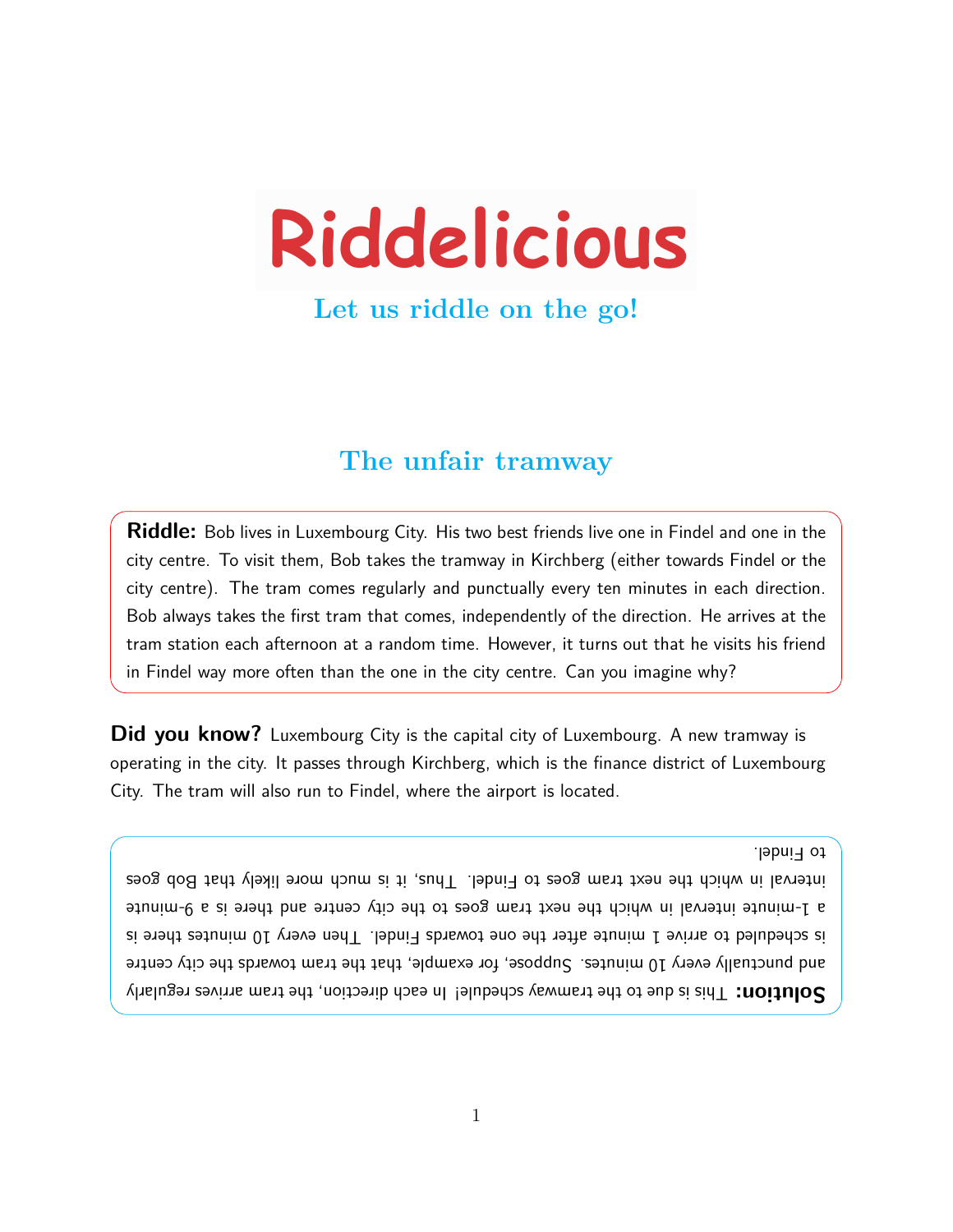# Riddelicious

## Let us riddle on the go!

## The unfair tramway

**Riddle:** Bob lives in Luxembourg City. His two best friends live one in Findel and one in the city centre. To visit them, Bob takes the tramway in Kirchberg (either towards Findel or the city centre). The tram comes regularly and punctually every ten minutes in each direction. Bob always takes the first tram that comes, independently of the direction. He arrives at the tram station each afternoon at a random time. However, it turns out that he visits his friend in Findel way more often than the one in the city centre. Can you imagine why?

**Did you know?** Luxembourg City is the capital city of Luxembourg. A new tramway is operating in the city. It passes through Kirchberg, which is the finance district of Luxembourg City. The tram will also run to Findel, where the airport is located.

**Solution:** This is due to the tramway schedule! In each direction, the tram arrives regularly and punctually every 10 minutes. Suppose, for example, that the tram towards the city centre is scheduled to arrive 1 minute after the one towards Findel. Then every 10 minutes there is a 1-minute interval in which the next tram goes to the city centre and there is a 9-minute interval in which the next tram goes to Findel. Thus, it is much more likely that Bob goes to Findel.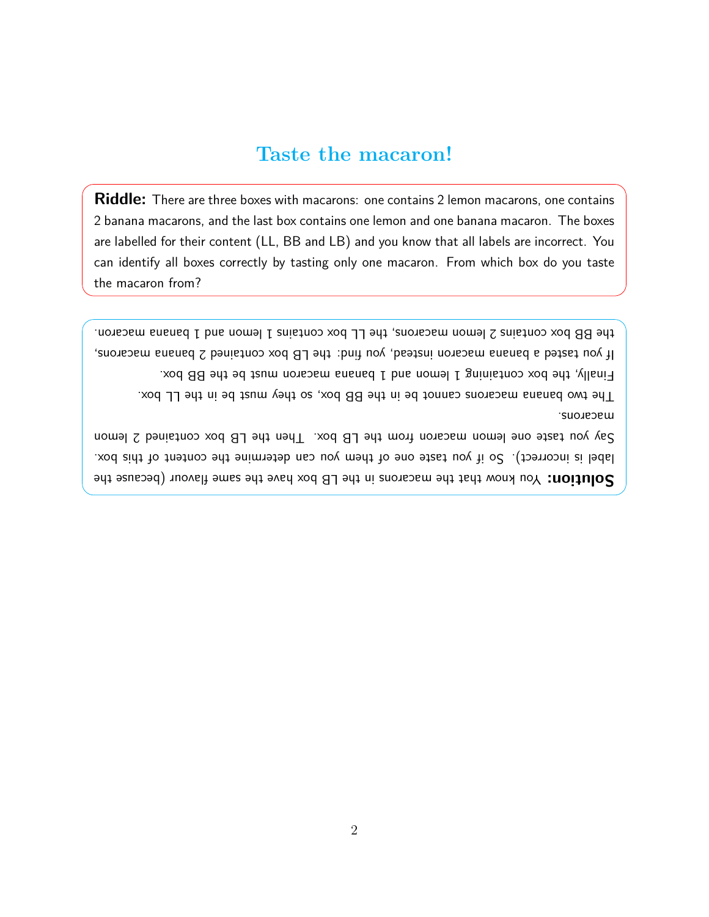# Taste the macaron!

**Riddle:** There are three boxes with macarons: one contains 2 lemon macarons, one contains 2 banana macarons, and the last box contains one lemon and one banana macaron. The boxes are labelled for their content (LL, BB and LB) and you know that all labels are incorrect. You can identify all boxes correctly by tasting only one macaron. From which box do you taste the macaron from?

**Solution:** You know that the macarons in the LB box have the same flavour (because the label is incorrect). So if you taste one of them you can determine the content of this box. Say you taste one lemon macaron from the LB box. Then the LB box contained 2 lemon macarons.

The two banana macarons cannot be in the BB box, so they must be in the LL box.

Finally, the box containing 1 lemon and 1 banana macaron must be the BB box.

If you tasted a banana macaron instead, you find: the LB box contained 2 banana macarons, the BB box contains 2 lemon macarons, the LL box contains 1 lemon and 1 banana macaron.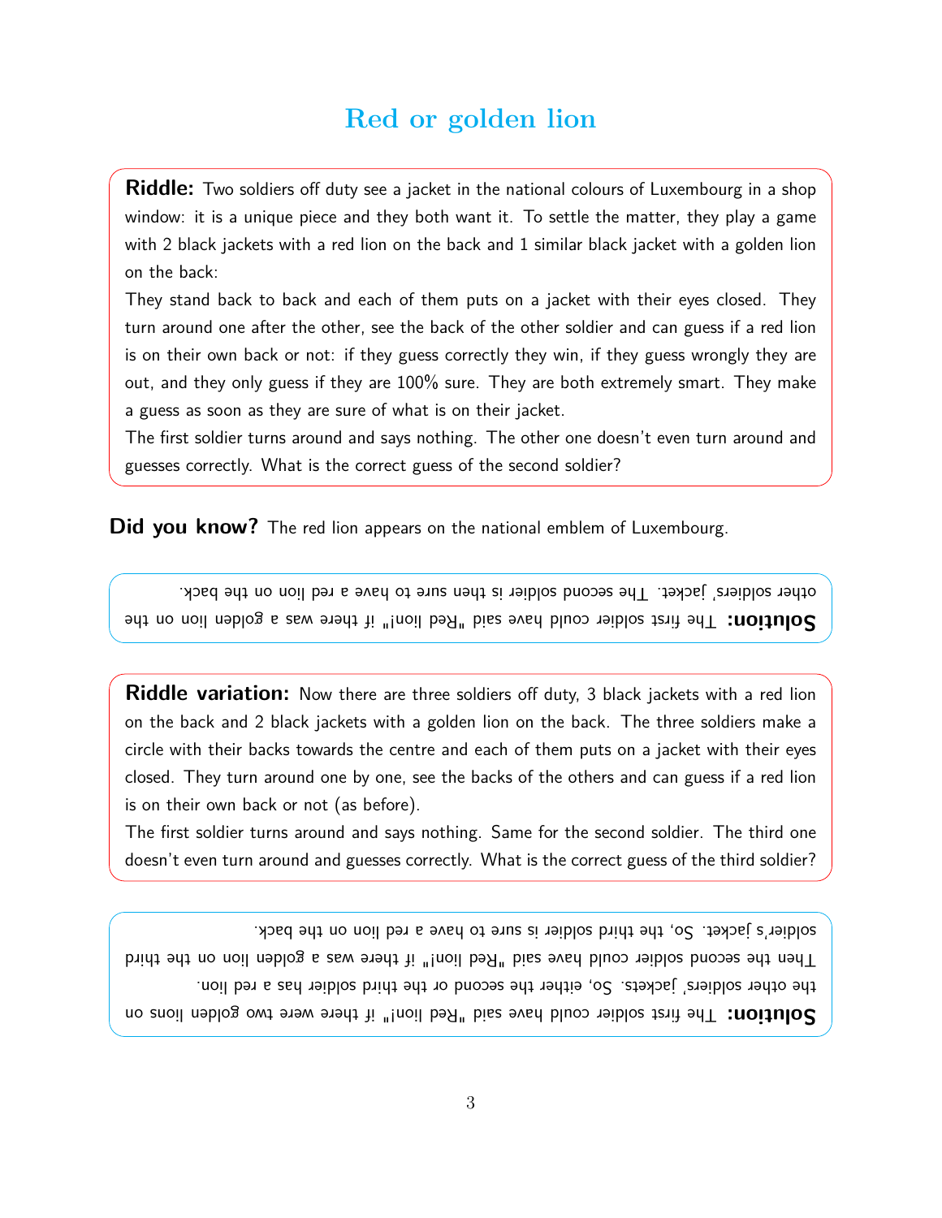# Red or golden lion

**Riddle:** Two soldiers off duty see a jacket in the national colours of Luxembourg in a shop window: it is a unique piece and they both want it. To settle the matter, they play a game with 2 black jackets with a red lion on the back and 1 similar black jacket with a golden lion on the back:

They stand back to back and each of them puts on a jacket with their eyes closed. They turn around one after the other, see the back of the other soldier and can guess if a red lion is on their own back or not: if they guess correctly they win, if they guess wrongly they are out, and they only guess if they are 100% sure. They are both extremely smart. They make a guess as soon as they are sure of what is on their jacket.

The first soldier turns around and says nothing. The other one doesn't even turn around and guesses correctly. What is the correct guess of the second soldier?

**Did you know?** The red lion appears on the national emblem of Luxembourg.

**Solution:** The first soldier could have said "Red lion!" if there was a golden lion on the other soldiers' jacket. The second soldier is then sure to have a red lion on the back.

**Riddle variation:** Now there are three soldiers off duty, 3 black jackets with a red lion on the back and 2 black jackets with a golden lion on the back. The three soldiers make a circle with their backs towards the centre and each of them puts on a jacket with their eyes closed. They turn around one by one, see the backs of the others and can guess if a red lion is on their own back or not (as before).

The first soldier turns around and says nothing. Same for the second soldier. The third one doesn't even turn around and guesses correctly. What is the correct guess of the third soldier?

**Solution:** The first soldier could have said "Red lion!" if there were two golden lions on the other soldiers' jackets. So, either the second or the third soldier has a red lion. Then the second soldier could have said "Red lion!" if there was a golden lion on the third soldier's jacket. So, the third soldier is sure to have a red lion on the back.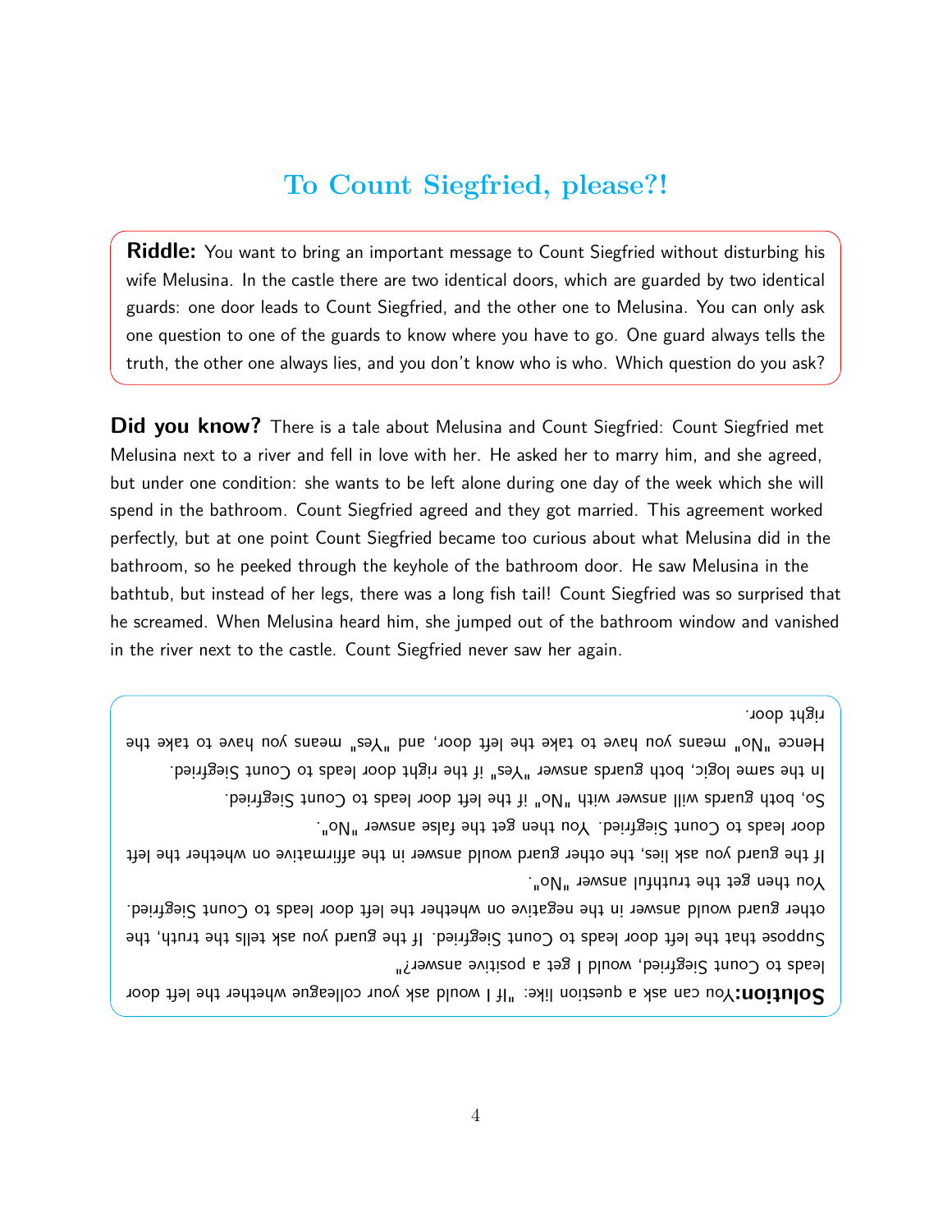# To Count Siegfried, please?!

**Riddle:** You want to bring an important message to Count Siegfried without disturbing his wife Melusina. In the castle there are two identical doors, which are guarded by two identical guards: one door leads to Count Siegfried, and the other one to Melusina. You can only ask one question to one of the guards to know where you have to go. One guard always tells the truth, the other one always lies, and you don't know who is who. Which question do you ask?

**Did you know?** There is a tale about Melusina and Count Siegfried: Count Siegfried met Melusina next to a river and fell in love with her. He asked her to marry him, and she agreed, but under one condition: she wants to be left alone during one day of the week which she will spend in the bathroom. Count Siegfried agreed and they got married. This agreement worked perfectly, but at one point Count Siegfried became too curious about what Melusina did in the bathroom, so he peeked through the keyhole of the bathroom door. He saw Melusina in the bathtub, but instead of her legs, there was a long fish tail! Count Siegfried was so surprised that he screamed. When Melusina heard him, she jumped out of the bathroom window and vanished in the river next to the castle. Count Siegfried never saw her again.

**Solution:** You can ask a question like: "If I would ask your colleague whether the left door leads to Count Siegfried, would I get a positive answer?"
Suppose that the left door leads to Count Siegfried. If the guard you ask tells the truth, the other guard would answer in the negative on whether the left door leads to Count Siegfried. You then get the truthful answer "No".
If the guard you ask lies, the other guard would answer in the affirmative on whether the left door leads to Count Siegfried. You then get the false answer "No".
So, both guards will answer with "No" if the left door leads to Count Siegfried.
In the same logic, both guards answer "Yes" if the right door leads to Count Siegfried.
Hence "No" means you have to take the left door, and "Yes" means you have to take the right door.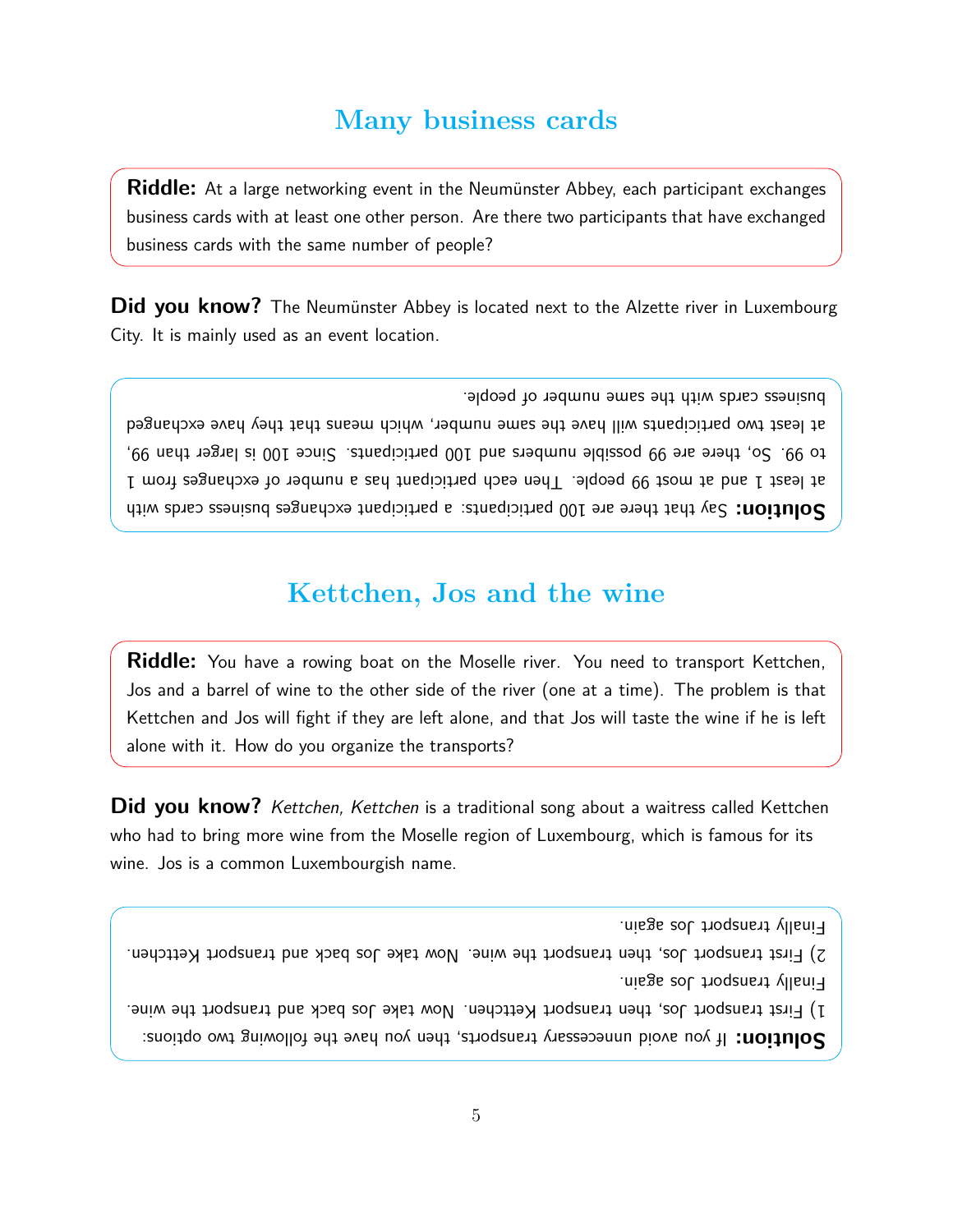## Many business cards

**Riddle:** At a large networking event in the Neumünster Abbey, each participant exchanges business cards with at least one other person. Are there two participants that have exchanged business cards with the same number of people?

**Did you know?** The Neumünster Abbey is located next to the Alzette river in Luxembourg City. It is mainly used as an event location.

**Solution:** Say that there are 100 participants: a participant exchanges business cards with at least 1 and at most 99 people. Then each participant has a number of exchanges from 1 to 99. So, there are 99 possible numbers and 100 participants. Since 100 is larger than 99, at least two participants will have the same number, which means that they have exchanged business cards with the same number of people.

## Kettchen, Jos and the wine

**Riddle:** You have a rowing boat on the Moselle river. You need to transport Kettchen, Jos and a barrel of wine to the other side of the river (one at a time). The problem is that Kettchen and Jos will fight if they are left alone, and that Jos will taste the wine if he is left alone with it. How do you organize the transports?

**Did you know?** *Kettchen, Kettchen* is a traditional song about a waitress called Kettchen who had to bring more wine from the Moselle region of Luxembourg, which is famous for its wine. Jos is a common Luxembourgish name.

**Solution:** If you avoid unnecessary transports, then you have the following two options:

1) First transport Jos, then transport Kettchen. Now take Jos back and transport the wine. Finally transport Jos again.

2) First transport Jos, then transport the wine. Now take Jos back and transport Kettchen. Finally transport Jos again.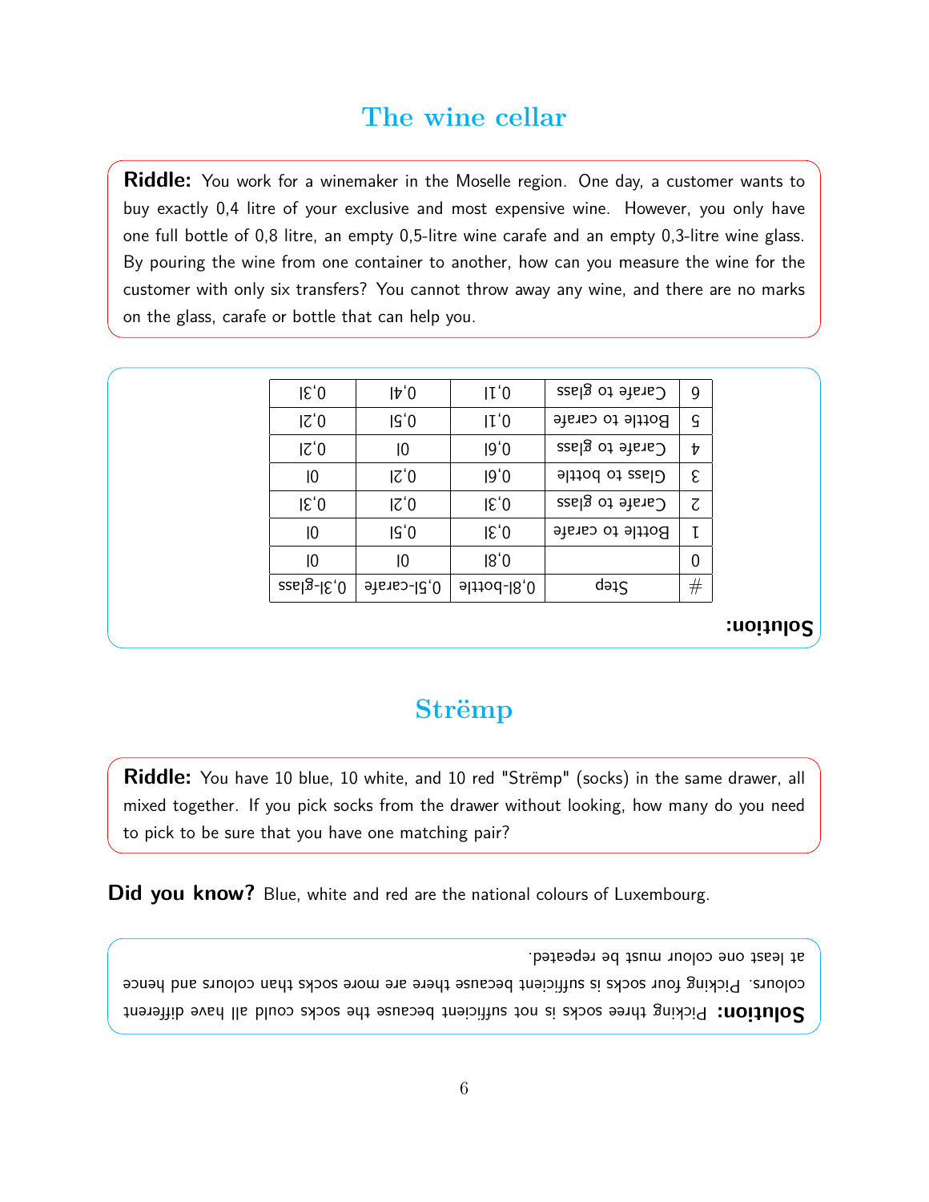## The wine cellar

**Riddle:** You work for a winemaker in the Moselle region. One day, a customer wants to buy exactly 0,4 litre of your exclusive and most expensive wine. However, you only have one full bottle of 0,8 litre, an empty 0,5-litre wine carafe and an empty 0,3-litre wine glass. By pouring the wine from one container to another, how can you measure the wine for the customer with only six transfers? You cannot throw away any wine, and there are no marks on the glass, carafe or bottle that can help you.

**Solution:**

| # | Step | 0,8l-bottle | 0,5l-carafe | 0,3l-glass |
|---|---|---|---|---|
| 0 | | 0,8l | 0l | 0l |
| 1 | Bottle to carafe | 0,3l | 0,5l | 0l |
| 2 | Carafe to glass | 0,3l | 0,2l | 0,3l |
| 3 | Glass to bottle | 0,6l | 0,2l | 0l |
| 4 | Carafe to glass | 0,6l | 0l | 0,2l |
| 5 | Bottle to carafe | 0,1l | 0,5l | 0,2l |
| 6 | Carafe to glass | 0,1l | 0,4l | 0,3l |

## Strëmp

**Riddle:** You have 10 blue, 10 white, and 10 red "Strëmp" (socks) in the same drawer, all mixed together. If you pick socks from the drawer without looking, how many do you need to pick to be sure that you have one matching pair?

**Did you know?** Blue, white and red are the national colours of Luxembourg.

**Solution:** Picking three socks is not sufficient because the socks could all have different colours. Picking four socks is sufficient because there are more socks than colours and hence at least one colour must be repeated.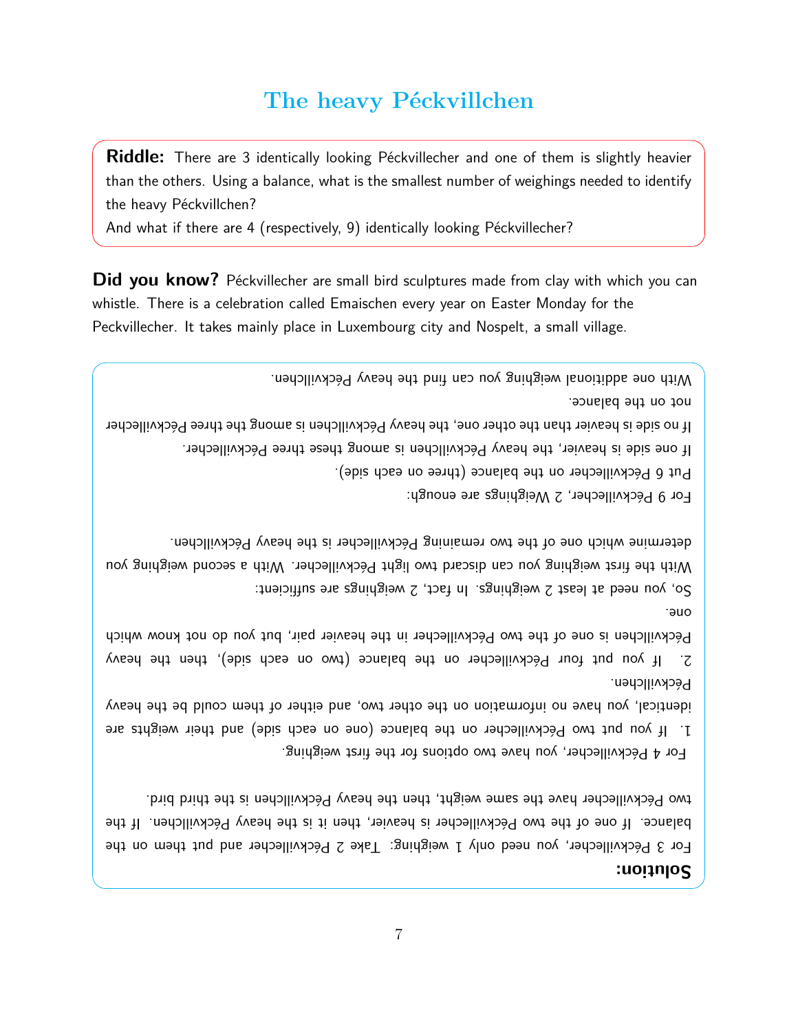# The heavy Péckvillchen

**Riddle:** There are 3 identically looking Péckvillecher and one of them is slightly heavier than the others. Using a balance, what is the smallest number of weighings needed to identify the heavy Péckvillchen?
And what if there are 4 (respectively, 9) identically looking Péckvillecher?

**Did you know?** Péckvillecher are small bird sculptures made from clay with which you can whistle. There is a celebration called Emaischen every year on Easter Monday for the Peckvillecher. It takes mainly place in Luxembourg city and Nospelt, a small village.

**Solution:**

For 3 Péckvillecher, you need only 1 weighing: Take 2 Péckvillecher and put them on the balance. If one of the two Péckvillecher is heavier, then it is the heavy Péckvillchen. If the two Péckvillecher have the same weight, then the heavy Péckvillchen is the third bird.

For 4 Péckvillecher, you have two options for the first weighing.

1. If you put two Péckvillecher on the balance (one on each side) and their weights are identical, you have no information on the other two, and either of them could be the heavy Péckvillchen.
2. If you put four Péckvillecher on the balance (two on each side), then the heavy Péckvillchen is one of the two Péckvillecher in the heavier pair, but you do not know which one.

So, you need at least 2 weighings. In fact, 2 weighings are sufficient:
With the first weighing you can discard two light Péckvillecher. With a second weighing you determine which one of the two remaining Péckvillecher is the heavy Péckvillchen.

For 9 Péckvillecher, 2 Weighings are enough:
Put 6 Péckvillecher on the balance (three on each side).
If one side is heavier, the heavy Péckvillchen is among these three Péckvillecher.
If no side is heavier than the other one, the heavy Péckvillchen is among the three Péckvillecher not on the balance.
With one additional weighing you can find the heavy Péckvillchen.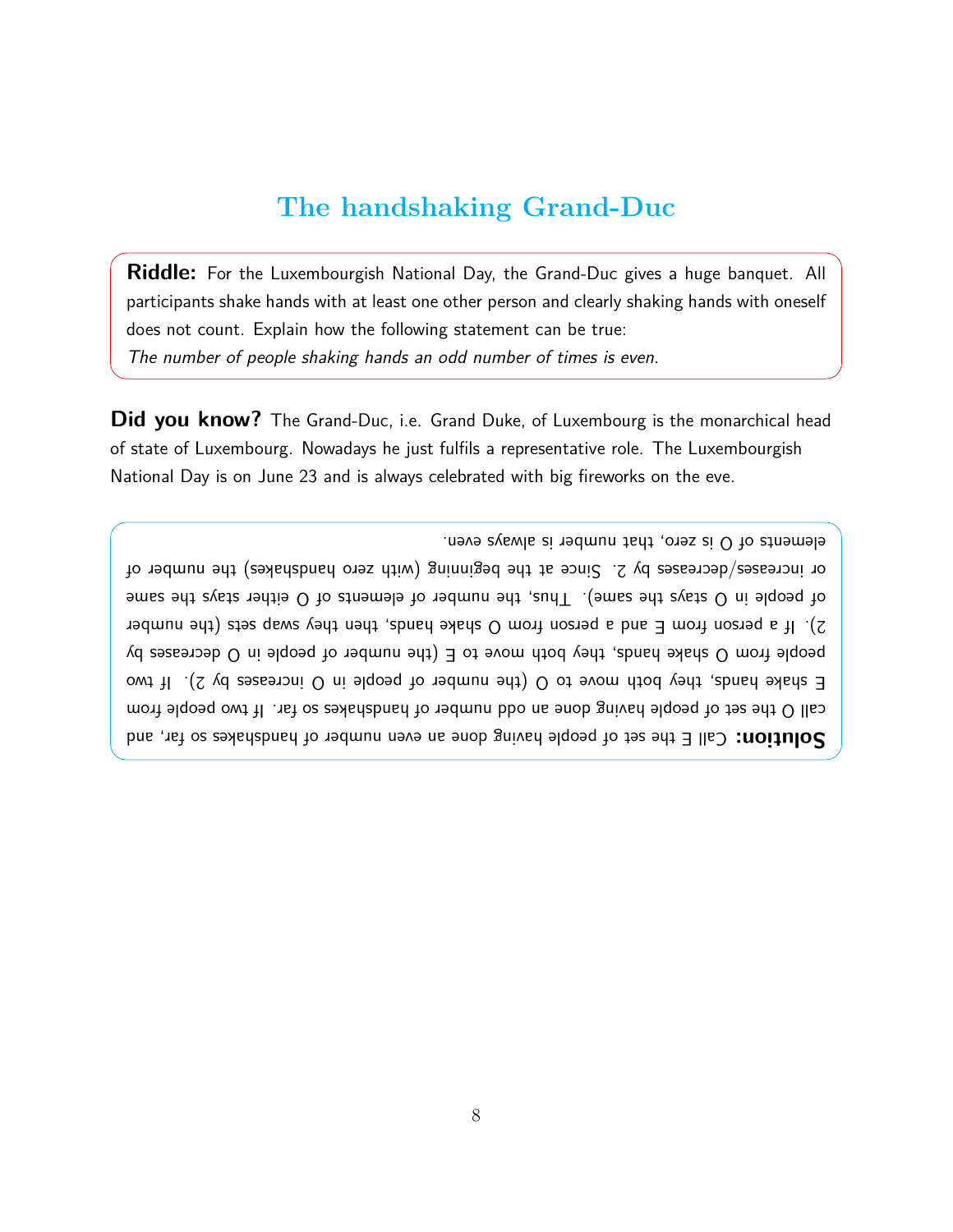# The handshaking Grand-Duc

**Riddle:** For the Luxembourgish National Day, the Grand-Duc gives a huge banquet. All participants shake hands with at least one other person and clearly shaking hands with oneself does not count. Explain how the following statement can be true:
*The number of people shaking hands an odd number of times is even.*

**Did you know?** The Grand-Duc, i.e. Grand Duke, of Luxembourg is the monarchical head of state of Luxembourg. Nowadays he just fulfils a representative role. The Luxembourgish National Day is on June 23 and is always celebrated with big fireworks on the eve.

**Solution:** Call E the set of people having done an even number of handshakes so far, and call O the set of people having done an odd number of handshakes so far. If two people from E shake hands, they both move to O (the number of people in O increases by 2). If two people from O shake hands, they both move to E (the number of people in O decreases by 2). If a person from E and a person from O shake hands, then they swap sets (the number of people in O stays the same). Thus, the number of elements of O either stays the same or increases/decreases by 2. Since at the beginning (with zero handshakes) the number of elements of O is zero, that number is always even.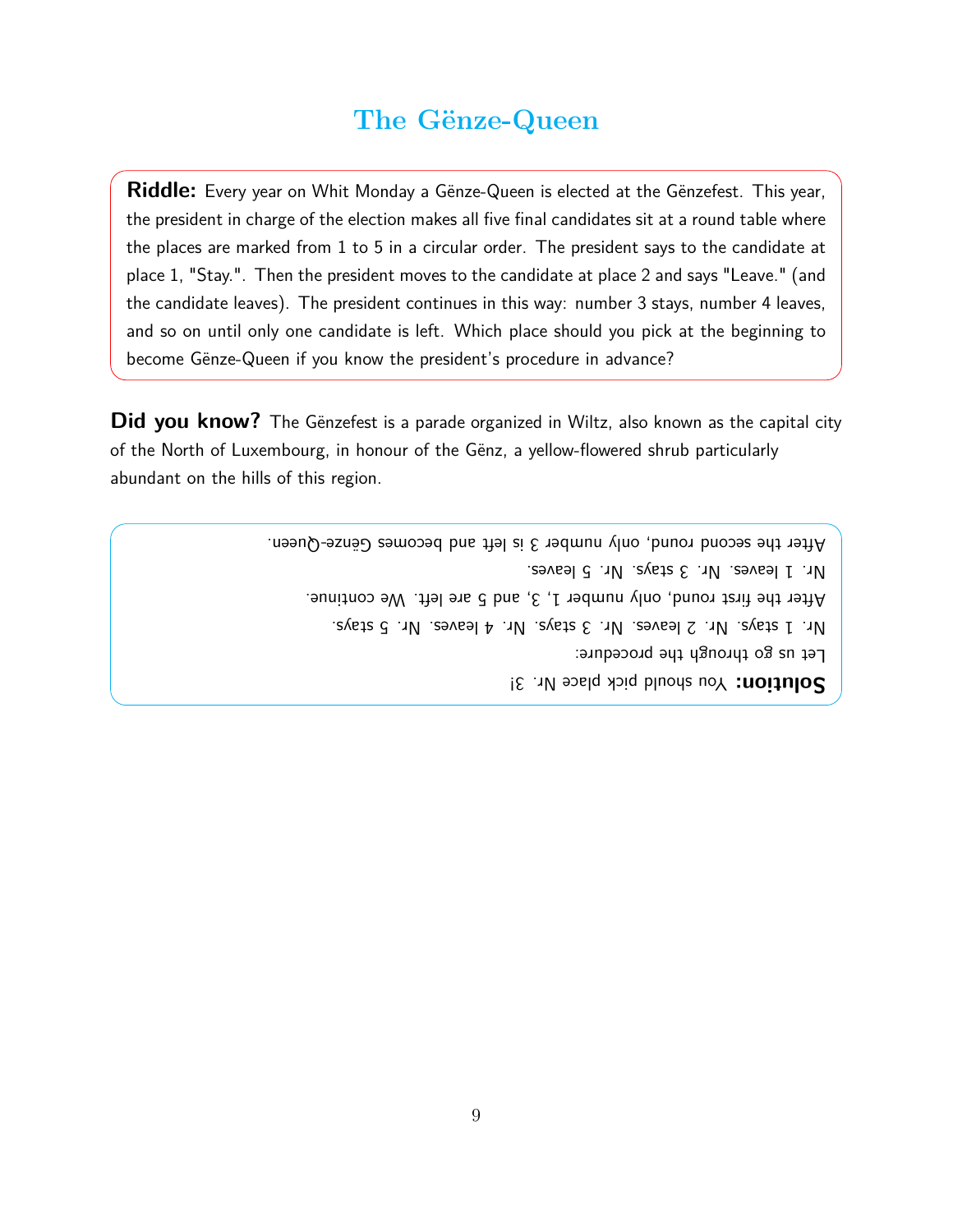# The Gënze-Queen

**Riddle:** Every year on Whit Monday a Gënze-Queen is elected at the Gënzefest. This year, the president in charge of the election makes all five final candidates sit at a round table where the places are marked from 1 to 5 in a circular order. The president says to the candidate at place 1, "Stay.". Then the president moves to the candidate at place 2 and says "Leave." (and the candidate leaves). The president continues in this way: number 3 stays, number 4 leaves, and so on until only one candidate is left. Which place should you pick at the beginning to become Gënze-Queen if you know the president's procedure in advance?

**Did you know?** The Gënzefest is a parade organized in Wiltz, also known as the capital city of the North of Luxembourg, in honour of the Gënz, a yellow-flowered shrub particularly abundant on the hills of this region.

**Solution:** You should pick place Nr. 3!

Let us go through the procedure:

Nr. 1 stays. Nr. 2 leaves. Nr. 3 stays. Nr. 4 leaves. Nr. 5 stays.

After the first round, only number 1, 3, and 5 are left. We continue.

Nr. 1 leaves. Nr. 3 stays. Nr. 5 leaves.

After the second round, only number 3 is left and becomes Gënze-Queen.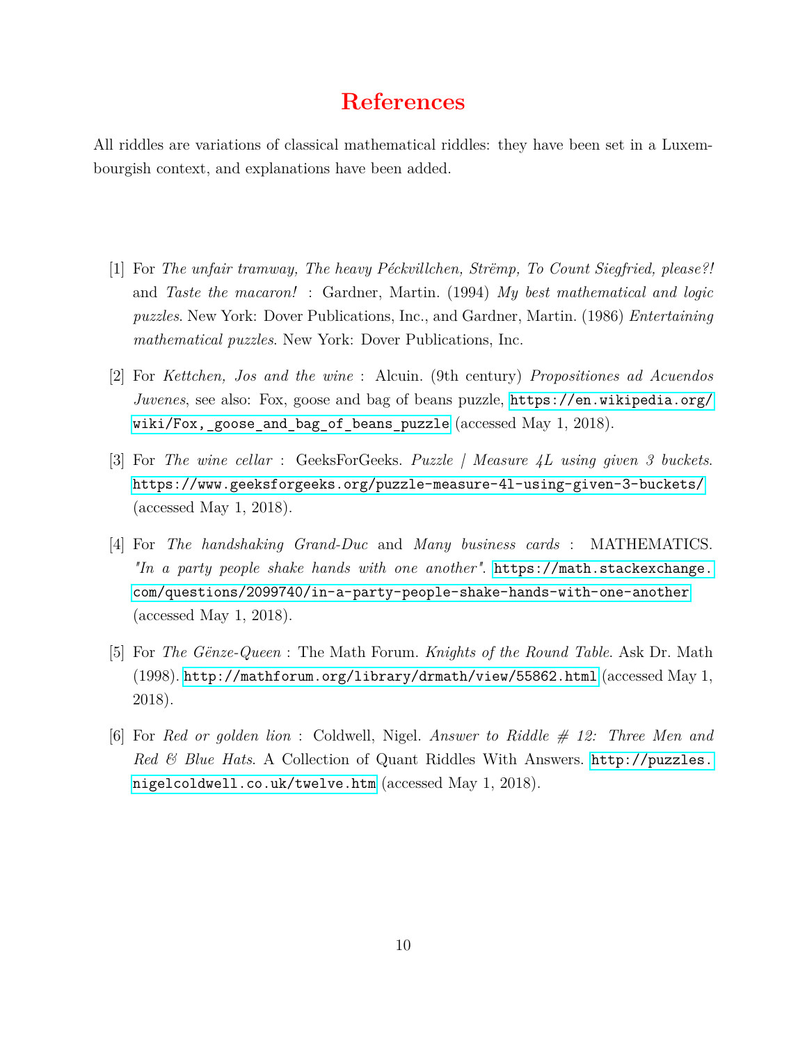# References

All riddles are variations of classical mathematical riddles: they have been set in a Luxembourgish context, and explanations have been added.

[1] For *The unfair tramway, The heavy Péckvillchen, Strëmp, To Count Siegfried, please?!* and *Taste the macaron!* : Gardner, Martin. (1994) *My best mathematical and logic puzzles*. New York: Dover Publications, Inc., and Gardner, Martin. (1986) *Entertaining mathematical puzzles*. New York: Dover Publications, Inc.

[2] For *Kettchen, Jos and the wine* : Alcuin. (9th century) *Propositiones ad Acuendos Juvenes*, see also: Fox, goose and bag of beans puzzle, https://en.wikipedia.org/wiki/Fox,_goose_and_bag_of_beans_puzzle (accessed May 1, 2018).

[3] For *The wine cellar* : GeeksForGeeks. *Puzzle | Measure 4L using given 3 buckets*. https://www.geeksforgeeks.org/puzzle-measure-4l-using-given-3-buckets/ (accessed May 1, 2018).

[4] For *The handshaking Grand-Duc* and *Many business cards* : MATHEMATICS. *"In a party people shake hands with one another"*. https://math.stackexchange.com/questions/2099740/in-a-party-people-shake-hands-with-one-another (accessed May 1, 2018).

[5] For *The Gënze-Queen* : The Math Forum. *Knights of the Round Table*. Ask Dr. Math (1998). http://mathforum.org/library/drmath/view/55862.html (accessed May 1, 2018).

[6] For *Red or golden lion* : Coldwell, Nigel. *Answer to Riddle # 12: Three Men and Red & Blue Hats*. A Collection of Quant Riddles With Answers. http://puzzles.nigelcoldwell.co.uk/twelve.htm (accessed May 1, 2018).